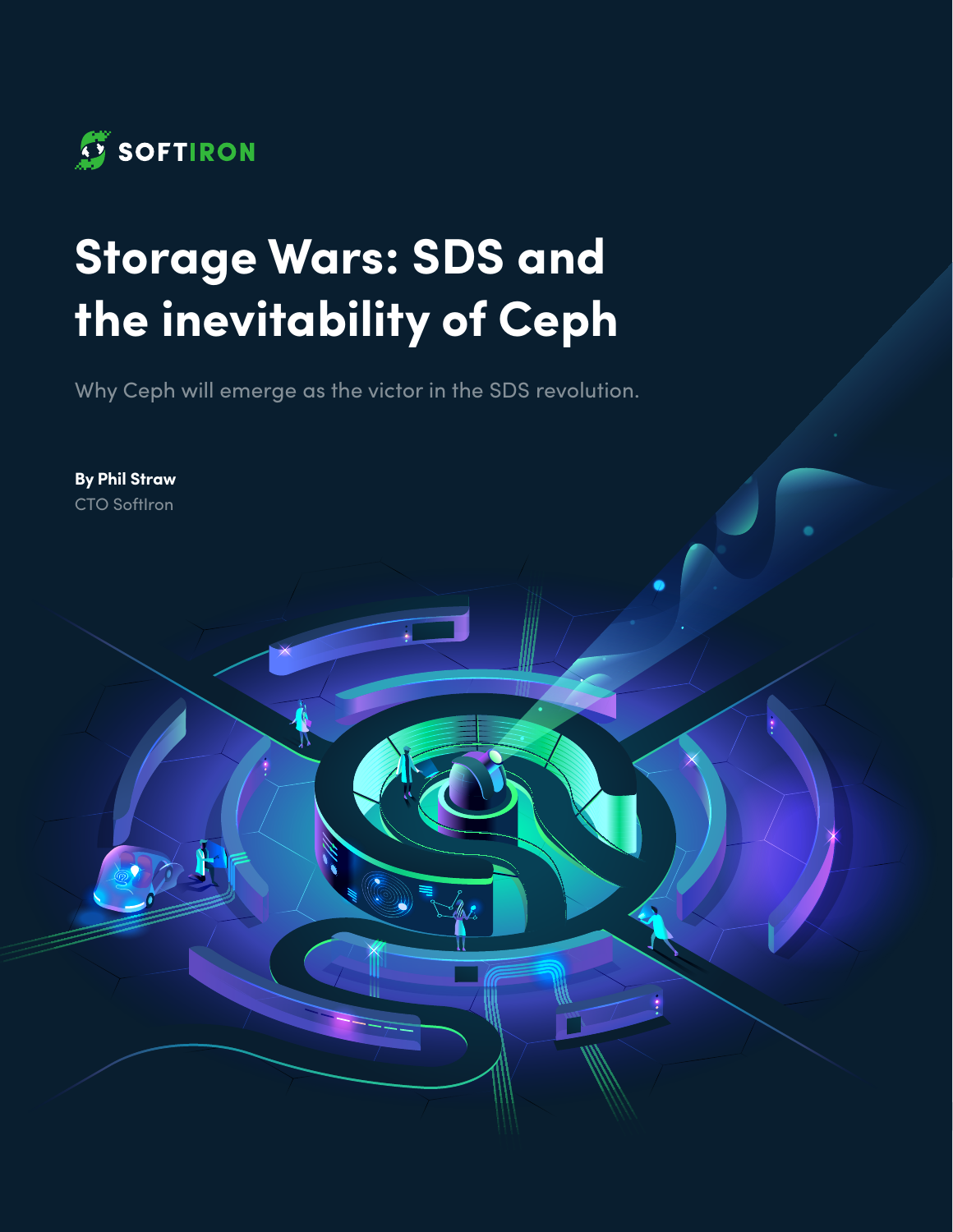SOFTIRON

# Storage Wars: SDS and the inevitability of Ceph

Why Ceph will emerge as the victor in the SDS revolution.

**By Phil Straw**
CTO SoftIron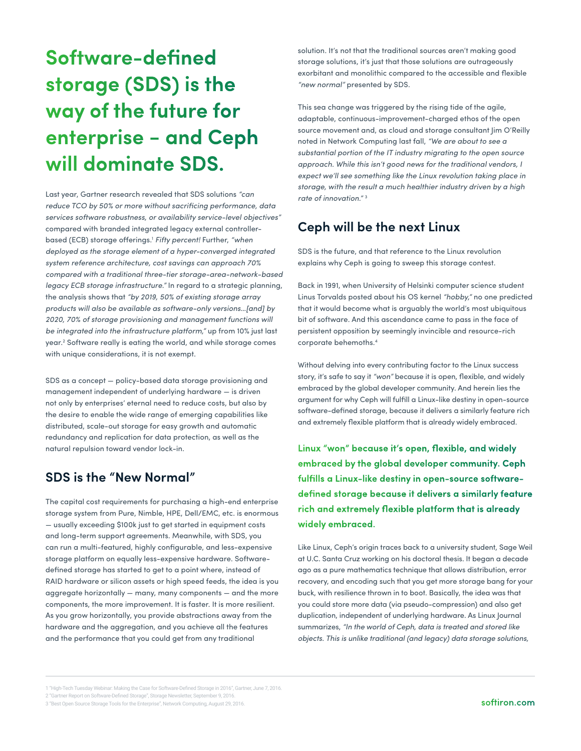# Software-defined storage (SDS) is the way of the future for enterprise – and Ceph will dominate SDS.

Last year, Gartner research revealed that SDS solutions *"can reduce TCO by 50% or more without sacrificing performance, data services software robustness, or availability service-level objectives"* compared with branded integrated legacy external controller-based (ECB) storage offerings.[1] *Fifty percent!* Further, *"when deployed as the storage element of a hyper-converged integrated system reference architecture, cost savings can approach 70% compared with a traditional three-tier storage-area-network-based legacy ECB storage infrastructure."* In regard to a strategic planning, the analysis shows that *"by 2019, 50% of existing storage array products will also be available as software-only versions…[and] by 2020, 70% of storage provisioning and management functions will be integrated into the infrastructure platform,"* up from 10% just last year.[2] Software really is eating the world, and while storage comes with unique considerations, it is not exempt.

SDS as a concept — policy-based data storage provisioning and management independent of underlying hardware — is driven not only by enterprises' eternal need to reduce costs, but also by the desire to enable the wide range of emerging capabilities like distributed, scale-out storage for easy growth and automatic redundancy and replication for data protection, as well as the natural repulsion toward vendor lock-in.

## SDS is the "New Normal"

The capital cost requirements for purchasing a high-end enterprise storage system from Pure, Nimble, HPE, Dell/EMC, etc. is enormous — usually exceeding $100k just to get started in equipment costs and long-term support agreements. Meanwhile, with SDS, you can run a multi-featured, highly configurable, and less-expensive storage platform on equally less-expensive hardware. Software-defined storage has started to get to a point where, instead of RAID hardware or silicon assets or high speed feeds, the idea is you aggregate horizontally — many, many components — and the more components, the more improvement. It is faster. It is more resilient. As you grow horizontally, you provide abstractions away from the hardware and the aggregation, and you achieve all the features and the performance that you could get from any traditional solution. It's not that the traditional sources aren't making good storage solutions, it's just that those solutions are outrageously exorbitant and monolithic compared to the accessible and flexible *"new normal"* presented by SDS.

This sea change was triggered by the rising tide of the agile, adaptable, continuous-improvement-charged ethos of the open source movement and, as cloud and storage consultant Jim O'Reilly noted in Network Computing last fall, *"We are about to see a substantial portion of the IT industry migrating to the open source approach. While this isn't good news for the traditional vendors, I expect we'll see something like the Linux revolution taking place in storage, with the result a much healthier industry driven by a high rate of innovation."* [3]

## Ceph will be the next Linux

SDS is the future, and that reference to the Linux revolution explains why Ceph is going to sweep this storage contest.

Back in 1991, when University of Helsinki computer science student Linus Torvalds posted about his OS kernel *"hobby,"* no one predicted that it would become what is arguably the world's most ubiquitous bit of software. And this ascendance came to pass in the face of persistent opposition by seemingly invincible and resource-rich corporate behemoths.[4]

Without delving into every contributing factor to the Linux success story, it's safe to say it *"won"* because it is open, flexible, and widely embraced by the global developer community. And herein lies the argument for why Ceph will fulfill a Linux-like destiny in open-source software-defined storage, because it delivers a similarly feature rich and extremely flexible platform that is already widely embraced.

**Linux "won" because it's open, flexible, and widely embraced by the global developer community. Ceph fulfills a Linux-like destiny in open-source software-defined storage because it delivers a similarly feature rich and extremely flexible platform that is already widely embraced.**

Like Linux, Ceph's origin traces back to a university student, Sage Weil at U.C. Santa Cruz working on his doctoral thesis. It began a decade ago as a pure mathematics technique that allows distribution, error recovery, and encoding such that you get more storage bang for your buck, with resilience thrown in to boot. Basically, the idea was that you could store more data (via pseudo-compression) and also get duplication, independent of underlying hardware. As Linux Journal summarizes, *"In the world of Ceph, data is treated and stored like objects. This is unlike traditional (and legacy) data storage solutions,*

1 "High-Tech Tuesday Webinar: Making the Case for Software-Defined Storage in 2016", Gartner, June 7, 2016.
2 "Gartner Report on Software-Defined Storage", Storage Newsletter, September 9, 2016.
3 "Best Open Source Storage Tools for the Enterprise", Network Computing, August 29, 2016.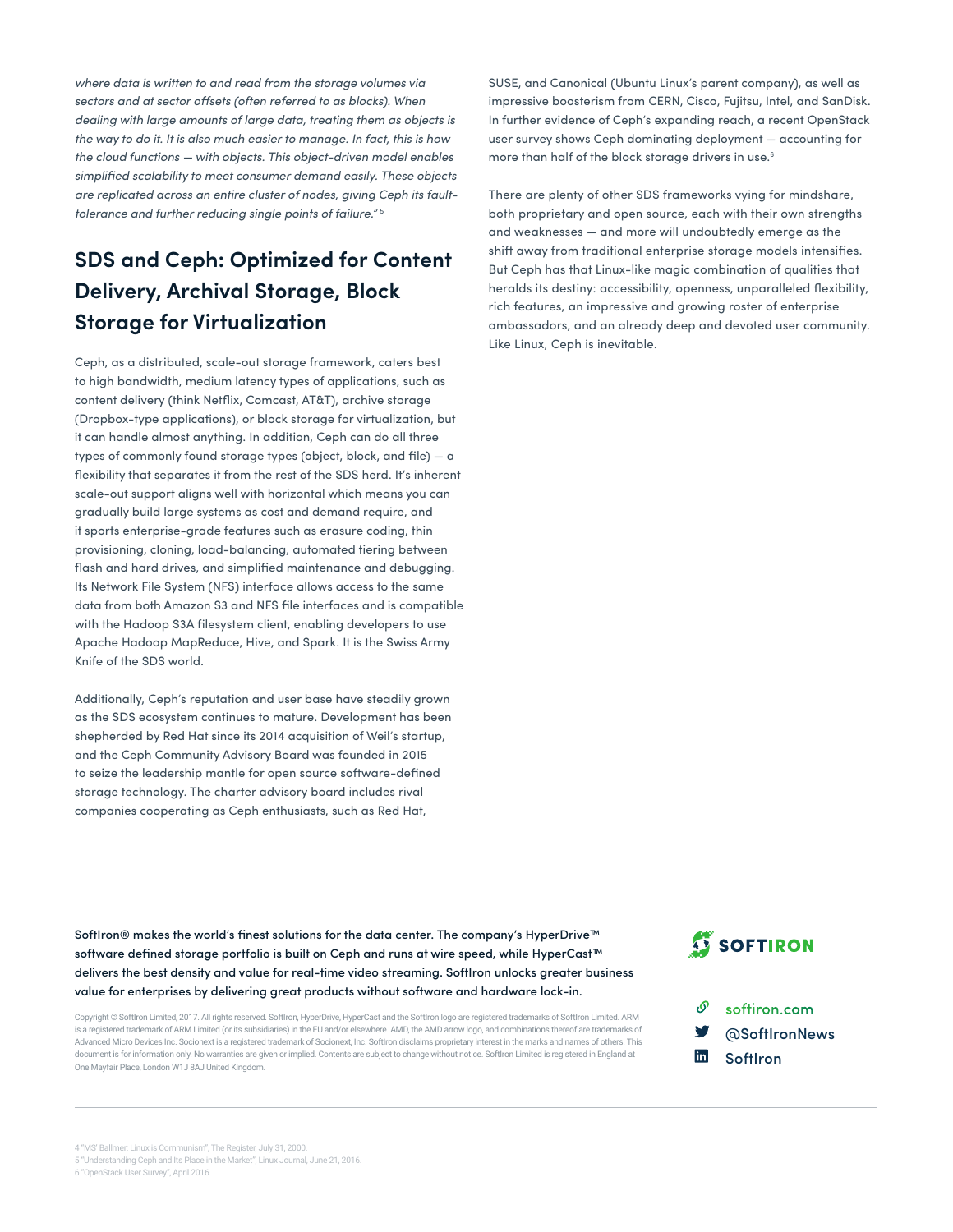*where data is written to and read from the storage volumes via sectors and at sector offsets (often referred to as blocks). When dealing with large amounts of large data, treating them as objects is the way to do it. It is also much easier to manage. In fact, this is how the cloud functions — with objects. This object-driven model enables simplified scalability to meet consumer demand easily. These objects are replicated across an entire cluster of nodes, giving Ceph its fault-tolerance and further reducing single points of failure."* [5]

## SDS and Ceph: Optimized for Content Delivery, Archival Storage, Block Storage for Virtualization

Ceph, as a distributed, scale-out storage framework, caters best to high bandwidth, medium latency types of applications, such as content delivery (think Netflix, Comcast, AT&T), archive storage (Dropbox-type applications), or block storage for virtualization, but it can handle almost anything. In addition, Ceph can do all three types of commonly found storage types (object, block, and file) — a flexibility that separates it from the rest of the SDS herd. It's inherent scale-out support aligns well with horizontal which means you can gradually build large systems as cost and demand require, and it sports enterprise-grade features such as erasure coding, thin provisioning, cloning, load-balancing, automated tiering between flash and hard drives, and simplified maintenance and debugging. Its Network File System (NFS) interface allows access to the same data from both Amazon S3 and NFS file interfaces and is compatible with the Hadoop S3A filesystem client, enabling developers to use Apache Hadoop MapReduce, Hive, and Spark. It is the Swiss Army Knife of the SDS world.

Additionally, Ceph's reputation and user base have steadily grown as the SDS ecosystem continues to mature. Development has been shepherded by Red Hat since its 2014 acquisition of Weil's startup, and the Ceph Community Advisory Board was founded in 2015 to seize the leadership mantle for open source software-defined storage technology. The charter advisory board includes rival companies cooperating as Ceph enthusiasts, such as Red Hat, SUSE, and Canonical (Ubuntu Linux's parent company), as well as impressive boosterism from CERN, Cisco, Fujitsu, Intel, and SanDisk. In further evidence of Ceph's expanding reach, a recent OpenStack user survey shows Ceph dominating deployment — accounting for more than half of the block storage drivers in use.[6]

There are plenty of other SDS frameworks vying for mindshare, both proprietary and open source, each with their own strengths and weaknesses — and more will undoubtedly emerge as the shift away from traditional enterprise storage models intensifies. But Ceph has that Linux-like magic combination of qualities that heralds its destiny: accessibility, openness, unparalleled flexibility, rich features, an impressive and growing roster of enterprise ambassadors, and an already deep and devoted user community. Like Linux, Ceph is inevitable.

---

**SoftIron® makes the world's finest solutions for the data center. The company's HyperDrive™ software defined storage portfolio is built on Ceph and runs at wire speed, while HyperCast™ delivers the best density and value for real-time video streaming. SoftIron unlocks greater business value for enterprises by delivering great products without software and hardware lock-in.**

Copyright © SoftIron Limited, 2017. All rights reserved. SoftIron, HyperDrive, HyperCast and the SoftIron logo are registered trademarks of SoftIron Limited. ARM is a registered trademark of ARM Limited (or its subsidiaries) in the EU and/or elsewhere. AMD, the AMD arrow logo, and combinations thereof are trademarks of Advanced Micro Devices Inc. Socionext is a registered trademark of Socionext, Inc. SoftIron disclaims proprietary interest in the marks and names of others. This document is for information only. No warranties are given or implied. Contents are subject to change without notice. SoftIron Limited is registered in England at One Mayfair Place, London W1J 8AJ United Kingdom.

SOFTIRON

softiron.com
@SoftIronNews
SoftIron

---

4 "MS' Ballmer: Linux is Communism", The Register, July 31, 2000.
5 "Understanding Ceph and Its Place in the Market", Linux Journal, June 21, 2016.
6 "OpenStack User Survey", April 2016.